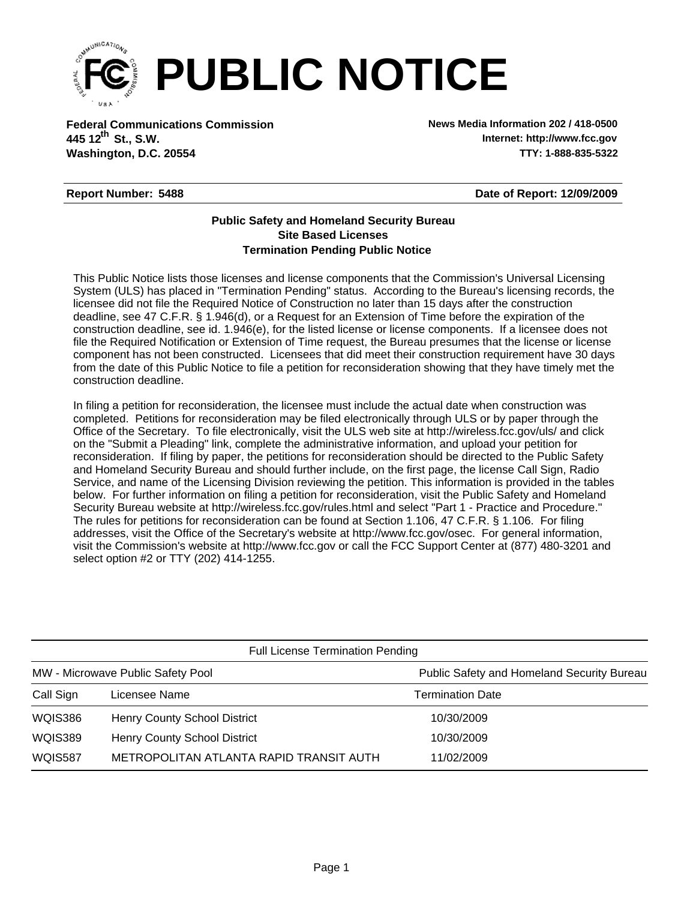# PUBLIC NOTICE

**Federal Communications Commission**
**445 12th St., S.W.**
**Washington, D.C. 20554**

**News Media Information 202 / 418-0500**
**Internet: http://www.fcc.gov**
**TTY: 1-888-835-5322**

**Report Number: 5488**

**Date of Report: 12/09/2009**

**Public Safety and Homeland Security Bureau**
**Site Based Licenses**
**Termination Pending Public Notice**

This Public Notice lists those licenses and license components that the Commission's Universal Licensing System (ULS) has placed in "Termination Pending" status. According to the Bureau's licensing records, the licensee did not file the Required Notice of Construction no later than 15 days after the construction deadline, see 47 C.F.R. § 1.946(d), or a Request for an Extension of Time before the expiration of the construction deadline, see id. 1.946(e), for the listed license or license components. If a licensee does not file the Required Notification or Extension of Time request, the Bureau presumes that the license or license component has not been constructed. Licensees that did meet their construction requirement have 30 days from the date of this Public Notice to file a petition for reconsideration showing that they have timely met the construction deadline.

In filing a petition for reconsideration, the licensee must include the actual date when construction was completed. Petitions for reconsideration may be filed electronically through ULS or by paper through the Office of the Secretary. To file electronically, visit the ULS web site at http://wireless.fcc.gov/uls/ and click on the "Submit a Pleading" link, complete the administrative information, and upload your petition for reconsideration. If filing by paper, the petitions for reconsideration should be directed to the Public Safety and Homeland Security Bureau and should further include, on the first page, the license Call Sign, Radio Service, and name of the Licensing Division reviewing the petition. This information is provided in the tables below. For further information on filing a petition for reconsideration, visit the Public Safety and Homeland Security Bureau website at http://wireless.fcc.gov/rules.html and select "Part 1 - Practice and Procedure." The rules for petitions for reconsideration can be found at Section 1.106, 47 C.F.R. § 1.106. For filing addresses, visit the Office of the Secretary's website at http://www.fcc.gov/osec. For general information, visit the Commission's website at http://www.fcc.gov or call the FCC Support Center at (877) 480-3201 and select option #2 or TTY (202) 414-1255.

| Full License Termination Pending | | |
|---|---|---|
| MW - Microwave Public Safety Pool | | Public Safety and Homeland Security Bureau |
| Call Sign | Licensee Name | Termination Date |
| WQIS386 | Henry County School District | 10/30/2009 |
| WQIS389 | Henry County School District | 10/30/2009 |
| WQIS587 | METROPOLITAN ATLANTA RAPID TRANSIT AUTH | 11/02/2009 |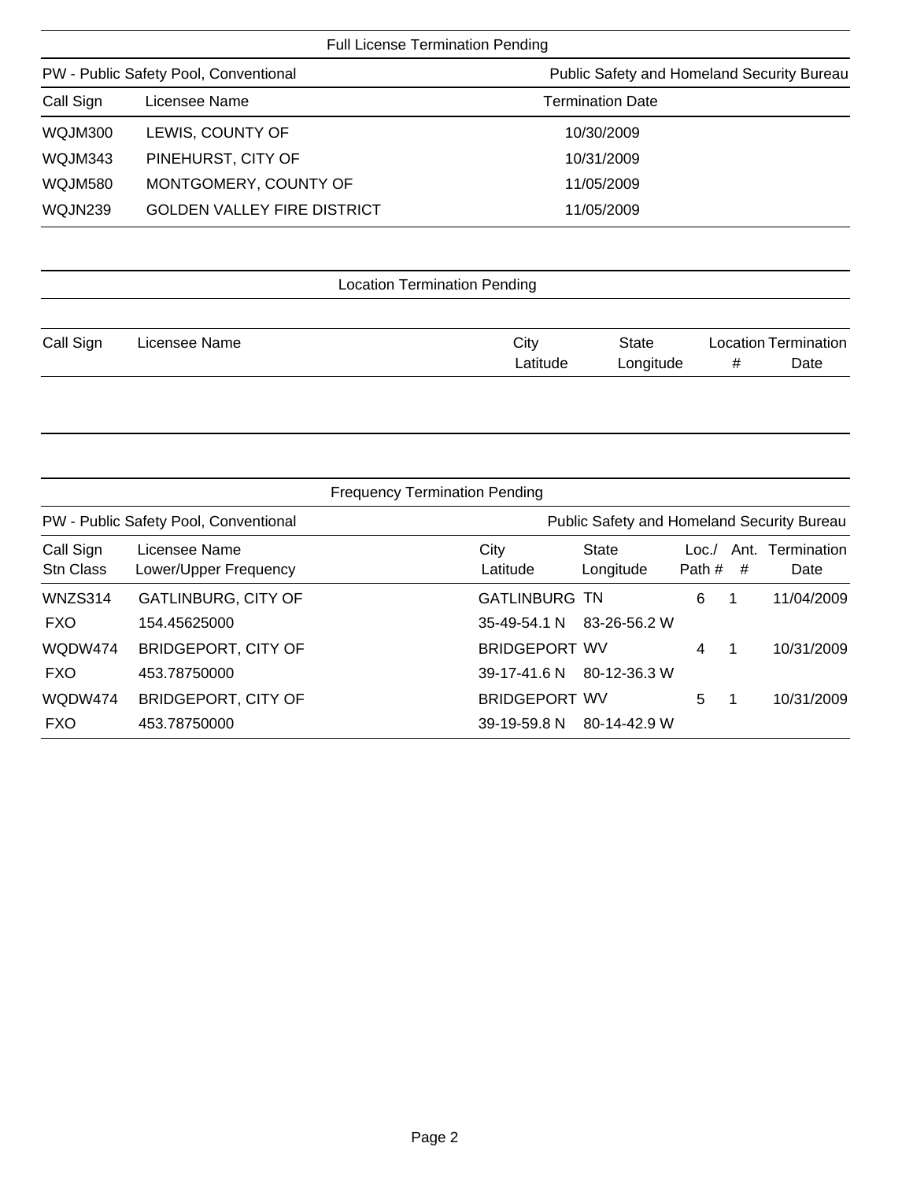## Full License Termination Pending

PW - Public Safety Pool, Conventional — Public Safety and Homeland Security Bureau

| Call Sign | Licensee Name | Termination Date |
|---|---|---|
| WQJM300 | LEWIS, COUNTY OF | 10/30/2009 |
| WQJM343 | PINEHURST, CITY OF | 10/31/2009 |
| WQJM580 | MONTGOMERY, COUNTY OF | 11/05/2009 |
| WQJN239 | GOLDEN VALLEY FIRE DISTRICT | 11/05/2009 |

## Location Termination Pending

| Call Sign | Licensee Name | City / Latitude | State / Longitude | Location # | Termination Date |
|---|---|---|---|---|---|

## Frequency Termination Pending

PW - Public Safety Pool, Conventional — Public Safety and Homeland Security Bureau

| Call Sign / Stn Class | Licensee Name / Lower/Upper Frequency | City / Latitude | State / Longitude | Loc./ Path # | Ant. # | Termination Date |
|---|---|---|---|---|---|---|
| WNZS314 | GATLINBURG, CITY OF | GATLINBURG | TN | 6 | 1 | 11/04/2009 |
| FXO | 154.45625000 | 35-49-54.1 N | 83-26-56.2 W | | | |
| WQDW474 | BRIDGEPORT, CITY OF | BRIDGEPORT | WV | 4 | 1 | 10/31/2009 |
| FXO | 453.78750000 | 39-17-41.6 N | 80-12-36.3 W | | | |
| WQDW474 | BRIDGEPORT, CITY OF | BRIDGEPORT | WV | 5 | 1 | 10/31/2009 |
| FXO | 453.78750000 | 39-19-59.8 N | 80-14-42.9 W | | | |